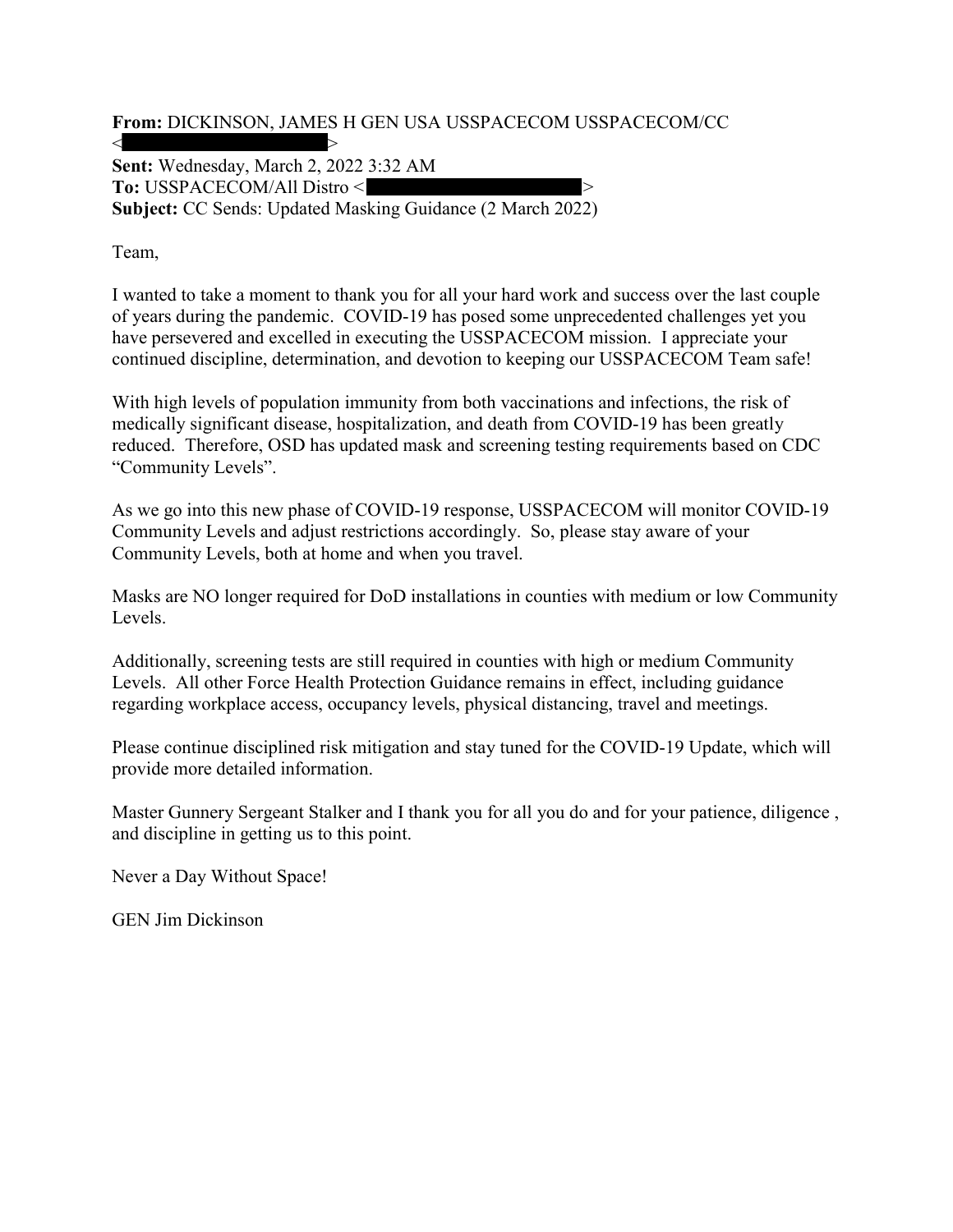**From:** DICKINSON, JAMES H GEN USA USSPACECOM USSPACECOM/CC
<█████████████████>
**Sent:** Wednesday, March 2, 2022 3:32 AM
**To:** USSPACECOM/All Distro <█████████████████>
**Subject:** CC Sends: Updated Masking Guidance (2 March 2022)

Team,

I wanted to take a moment to thank you for all your hard work and success over the last couple of years during the pandemic. COVID-19 has posed some unprecedented challenges yet you have persevered and excelled in executing the USSPACECOM mission. I appreciate your continued discipline, determination, and devotion to keeping our USSPACECOM Team safe!

With high levels of population immunity from both vaccinations and infections, the risk of medically significant disease, hospitalization, and death from COVID-19 has been greatly reduced. Therefore, OSD has updated mask and screening testing requirements based on CDC "Community Levels".

As we go into this new phase of COVID-19 response, USSPACECOM will monitor COVID-19 Community Levels and adjust restrictions accordingly. So, please stay aware of your Community Levels, both at home and when you travel.

Masks are NO longer required for DoD installations in counties with medium or low Community Levels.

Additionally, screening tests are still required in counties with high or medium Community Levels. All other Force Health Protection Guidance remains in effect, including guidance regarding workplace access, occupancy levels, physical distancing, travel and meetings.

Please continue disciplined risk mitigation and stay tuned for the COVID-19 Update, which will provide more detailed information.

Master Gunnery Sergeant Stalker and I thank you for all you do and for your patience, diligence , and discipline in getting us to this point.

Never a Day Without Space!

GEN Jim Dickinson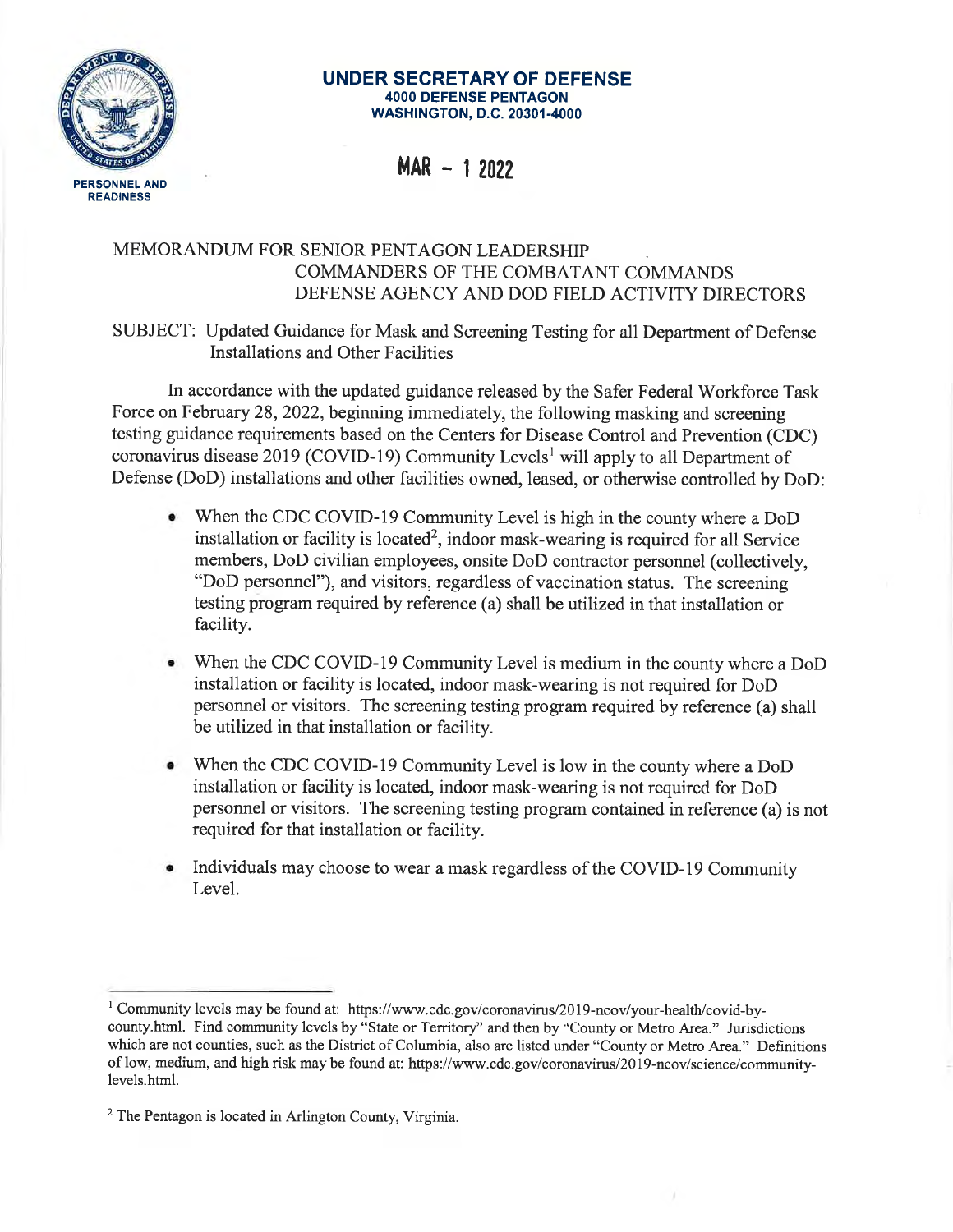**UNDER SECRETARY OF DEFENSE**
**4000 DEFENSE PENTAGON**
**WASHINGTON, D.C. 20301-4000**

PERSONNEL AND READINESS

MAR - 1 2022

MEMORANDUM FOR SENIOR PENTAGON LEADERSHIP
COMMANDERS OF THE COMBATANT COMMANDS
DEFENSE AGENCY AND DOD FIELD ACTIVITY DIRECTORS

SUBJECT: Updated Guidance for Mask and Screening Testing for all Department of Defense Installations and Other Facilities

In accordance with the updated guidance released by the Safer Federal Workforce Task Force on February 28, 2022, beginning immediately, the following masking and screening testing guidance requirements based on the Centers for Disease Control and Prevention (CDC) coronavirus disease 2019 (COVID-19) Community Levels[1] will apply to all Department of Defense (DoD) installations and other facilities owned, leased, or otherwise controlled by DoD:

- When the CDC COVID-19 Community Level is high in the county where a DoD installation or facility is located[2], indoor mask-wearing is required for all Service members, DoD civilian employees, onsite DoD contractor personnel (collectively, "DoD personnel"), and visitors, regardless of vaccination status. The screening testing program required by reference (a) shall be utilized in that installation or facility.
- When the CDC COVID-19 Community Level is medium in the county where a DoD installation or facility is located, indoor mask-wearing is not required for DoD personnel or visitors. The screening testing program required by reference (a) shall be utilized in that installation or facility.
- When the CDC COVID-19 Community Level is low in the county where a DoD installation or facility is located, indoor mask-wearing is not required for DoD personnel or visitors. The screening testing program contained in reference (a) is not required for that installation or facility.
- Individuals may choose to wear a mask regardless of the COVID-19 Community Level.

[1] Community levels may be found at: https://www.cdc.gov/coronavirus/2019-ncov/your-health/covid-by-county.html. Find community levels by "State or Territory" and then by "County or Metro Area." Jurisdictions which are not counties, such as the District of Columbia, also are listed under "County or Metro Area." Definitions of low, medium, and high risk may be found at: https://www.cdc.gov/coronavirus/2019-ncov/science/community-levels.html.

[2] The Pentagon is located in Arlington County, Virginia.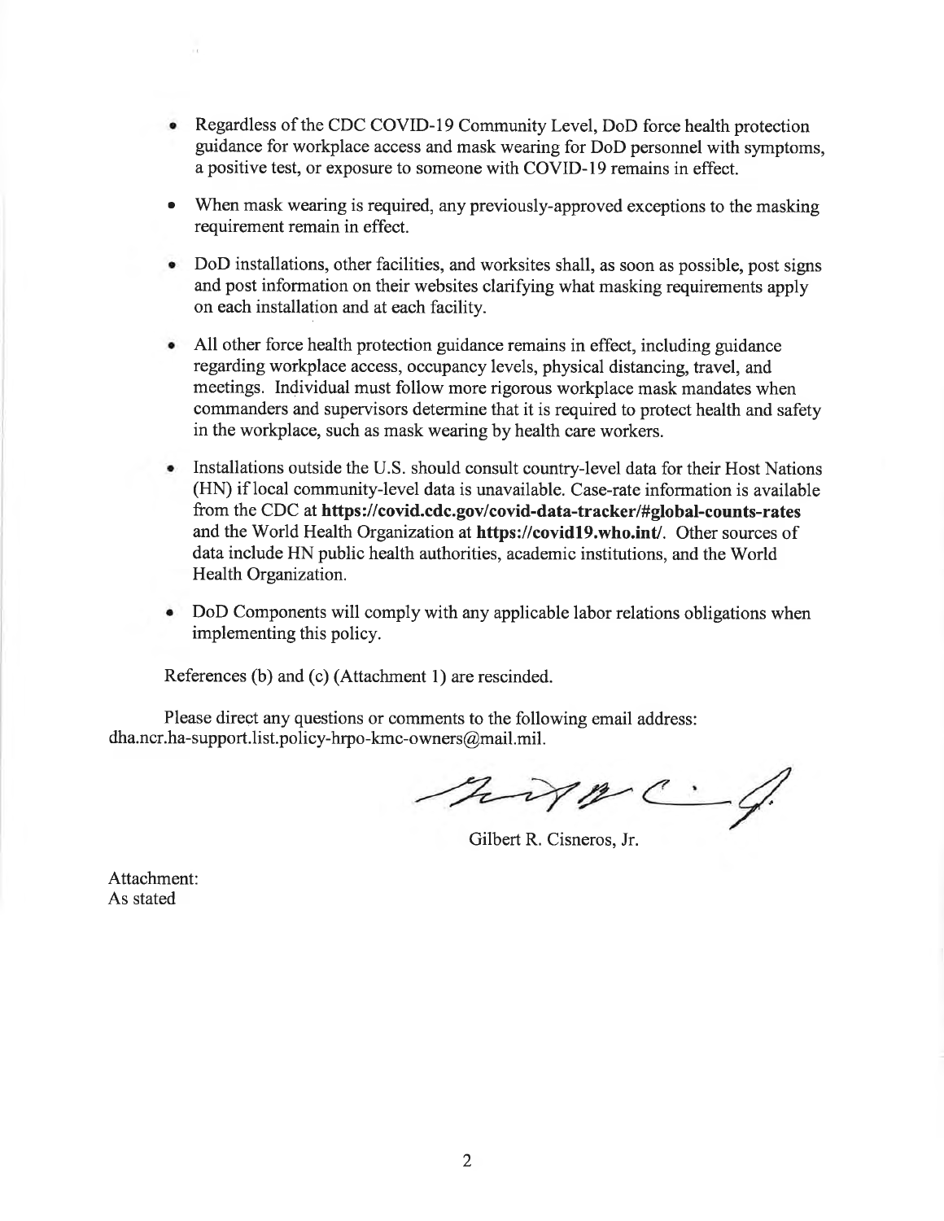- Regardless of the CDC COVID-19 Community Level, DoD force health protection guidance for workplace access and mask wearing for DoD personnel with symptoms, a positive test, or exposure to someone with COVID-19 remains in effect.

- When mask wearing is required, any previously-approved exceptions to the masking requirement remain in effect.

- DoD installations, other facilities, and worksites shall, as soon as possible, post signs and post information on their websites clarifying what masking requirements apply on each installation and at each facility.

- All other force health protection guidance remains in effect, including guidance regarding workplace access, occupancy levels, physical distancing, travel, and meetings. Individual must follow more rigorous workplace mask mandates when commanders and supervisors determine that it is required to protect health and safety in the workplace, such as mask wearing by health care workers.

- Installations outside the U.S. should consult country-level data for their Host Nations (HN) if local community-level data is unavailable. Case-rate information is available from the CDC at **https://covid.cdc.gov/covid-data-tracker/#global-counts-rates** and the World Health Organization at **https://covid19.who.int/**. Other sources of data include HN public health authorities, academic institutions, and the World Health Organization.

- DoD Components will comply with any applicable labor relations obligations when implementing this policy.

References (b) and (c) (Attachment 1) are rescinded.

Please direct any questions or comments to the following email address: dha.ncr.ha-support.list.policy-hrpo-kmc-owners@mail.mil.

Gilbert R. Cisneros, Jr.

Attachment:
As stated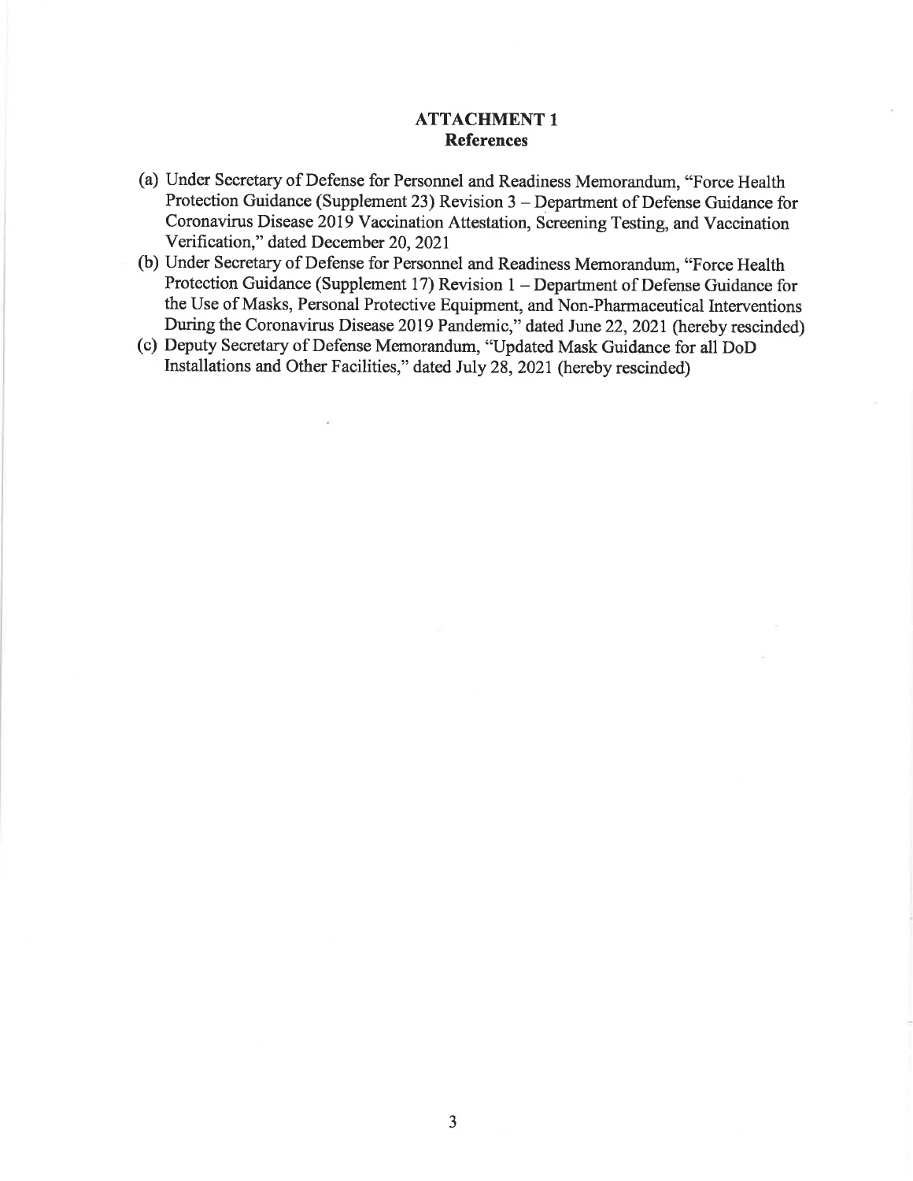## ATTACHMENT 1

### References

(a) Under Secretary of Defense for Personnel and Readiness Memorandum, "Force Health Protection Guidance (Supplement 23) Revision 3 – Department of Defense Guidance for Coronavirus Disease 2019 Vaccination Attestation, Screening Testing, and Vaccination Verification," dated December 20, 2021

(b) Under Secretary of Defense for Personnel and Readiness Memorandum, "Force Health Protection Guidance (Supplement 17) Revision 1 – Department of Defense Guidance for the Use of Masks, Personal Protective Equipment, and Non-Pharmaceutical Interventions During the Coronavirus Disease 2019 Pandemic," dated June 22, 2021 (hereby rescinded)

(c) Deputy Secretary of Defense Memorandum, "Updated Mask Guidance for all DoD Installations and Other Facilities," dated July 28, 2021 (hereby rescinded)